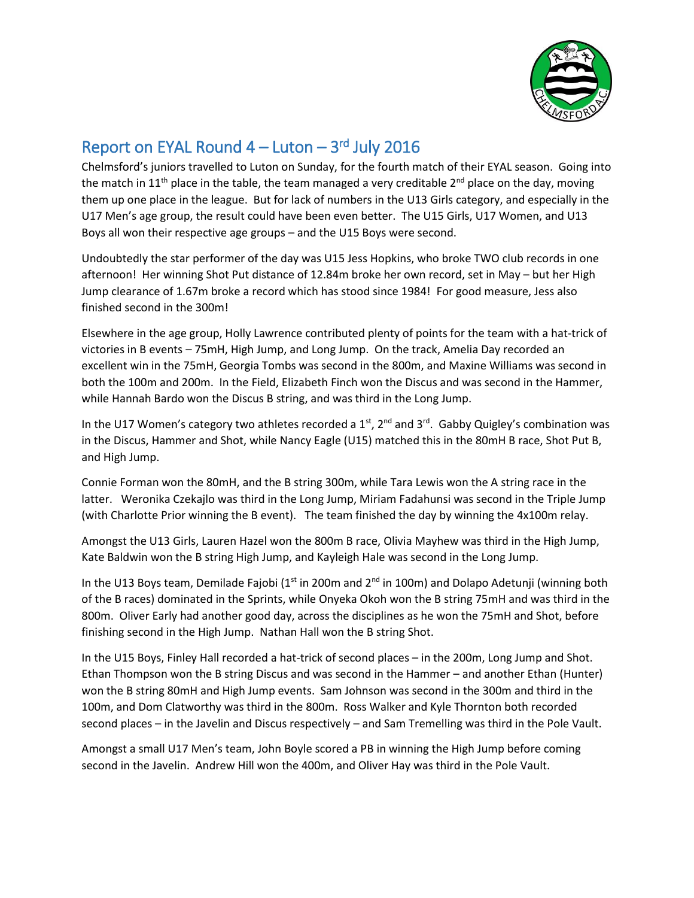# Report on EYAL Round 4 – Luton – 3rd July 2016

Chelmsford's juniors travelled to Luton on Sunday, for the fourth match of their EYAL season. Going into the match in 11th place in the table, the team managed a very creditable 2nd place on the day, moving them up one place in the league. But for lack of numbers in the U13 Girls category, and especially in the U17 Men's age group, the result could have been even better. The U15 Girls, U17 Women, and U13 Boys all won their respective age groups – and the U15 Boys were second.

Undoubtedly the star performer of the day was U15 Jess Hopkins, who broke TWO club records in one afternoon! Her winning Shot Put distance of 12.84m broke her own record, set in May – but her High Jump clearance of 1.67m broke a record which has stood since 1984! For good measure, Jess also finished second in the 300m!

Elsewhere in the age group, Holly Lawrence contributed plenty of points for the team with a hat-trick of victories in B events – 75mH, High Jump, and Long Jump. On the track, Amelia Day recorded an excellent win in the 75mH, Georgia Tombs was second in the 800m, and Maxine Williams was second in both the 100m and 200m. In the Field, Elizabeth Finch won the Discus and was second in the Hammer, while Hannah Bardo won the Discus B string, and was third in the Long Jump.

In the U17 Women's category two athletes recorded a 1st, 2nd and 3rd. Gabby Quigley's combination was in the Discus, Hammer and Shot, while Nancy Eagle (U15) matched this in the 80mH B race, Shot Put B, and High Jump.

Connie Forman won the 80mH, and the B string 300m, while Tara Lewis won the A string race in the latter. Weronika Czekajlo was third in the Long Jump, Miriam Fadahunsi was second in the Triple Jump (with Charlotte Prior winning the B event). The team finished the day by winning the 4x100m relay.

Amongst the U13 Girls, Lauren Hazel won the 800m B race, Olivia Mayhew was third in the High Jump, Kate Baldwin won the B string High Jump, and Kayleigh Hale was second in the Long Jump.

In the U13 Boys team, Demilade Fajobi (1st in 200m and 2nd in 100m) and Dolapo Adetunji (winning both of the B races) dominated in the Sprints, while Onyeka Okoh won the B string 75mH and was third in the 800m. Oliver Early had another good day, across the disciplines as he won the 75mH and Shot, before finishing second in the High Jump. Nathan Hall won the B string Shot.

In the U15 Boys, Finley Hall recorded a hat-trick of second places – in the 200m, Long Jump and Shot. Ethan Thompson won the B string Discus and was second in the Hammer – and another Ethan (Hunter) won the B string 80mH and High Jump events. Sam Johnson was second in the 300m and third in the 100m, and Dom Clatworthy was third in the 800m. Ross Walker and Kyle Thornton both recorded second places – in the Javelin and Discus respectively – and Sam Tremelling was third in the Pole Vault.

Amongst a small U17 Men's team, John Boyle scored a PB in winning the High Jump before coming second in the Javelin. Andrew Hill won the 400m, and Oliver Hay was third in the Pole Vault.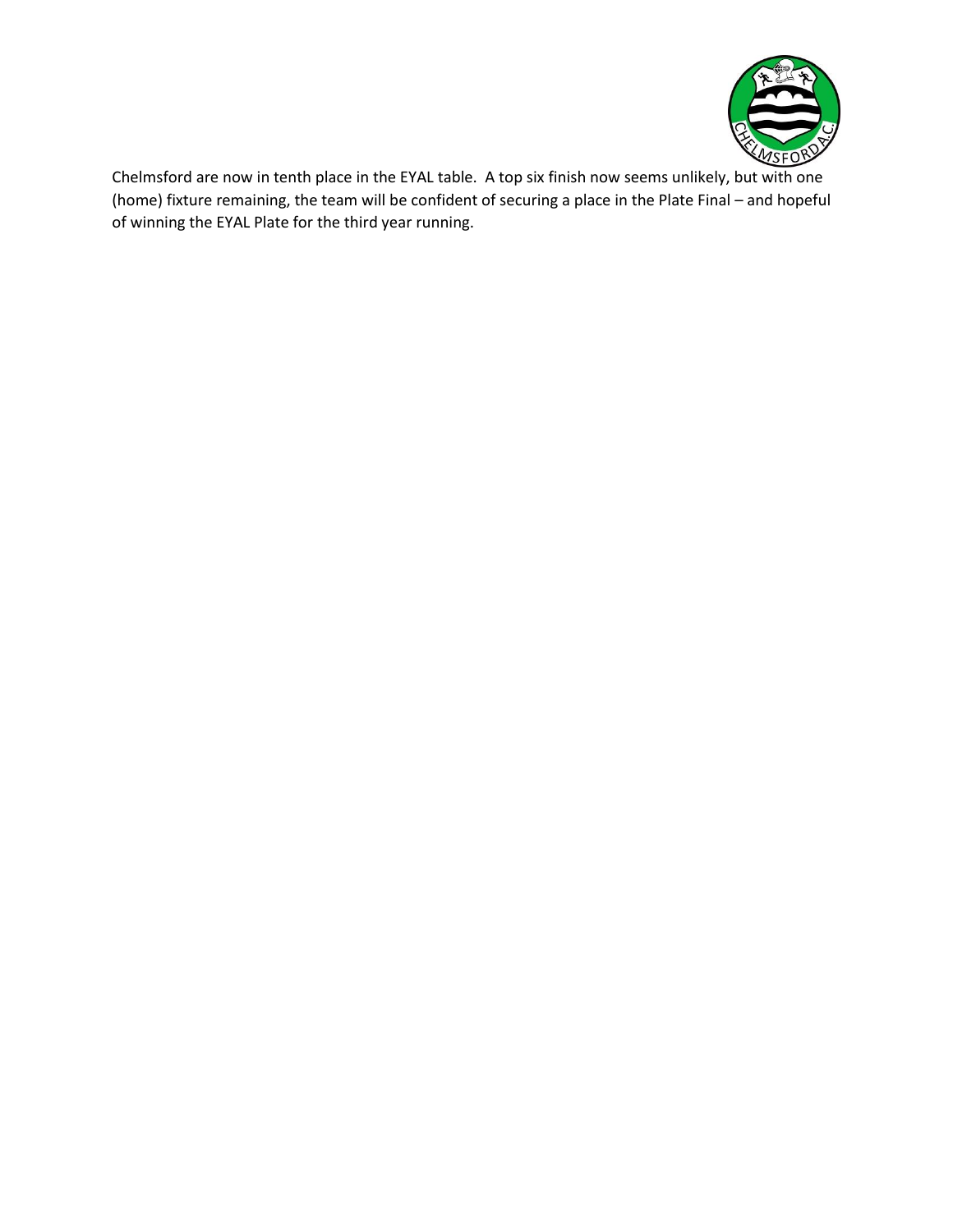Chelmsford are now in tenth place in the EYAL table. A top six finish now seems unlikely, but with one (home) fixture remaining, the team will be confident of securing a place in the Plate Final – and hopeful of winning the EYAL Plate for the third year running.